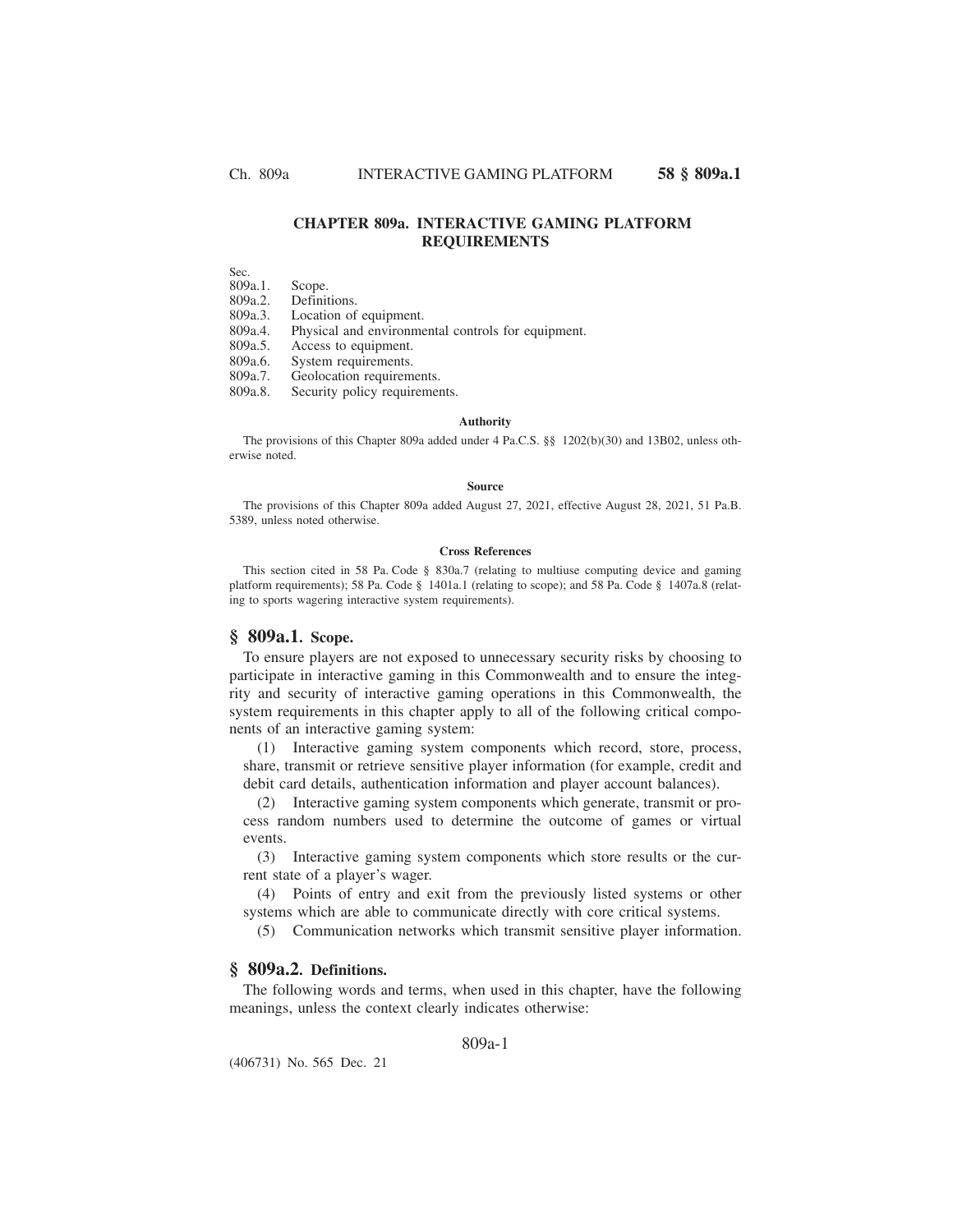# CHAPTER 809a. INTERACTIVE GAMING PLATFORM REQUIREMENTS

Sec.
809a.1. Scope.
809a.2. Definitions.
809a.3. Location of equipment.
809a.4. Physical and environmental controls for equipment.
809a.5. Access to equipment.
809a.6. System requirements.
809a.7. Geolocation requirements.
809a.8. Security policy requirements.

#### Authority

The provisions of this Chapter 809a added under 4 Pa.C.S. §§ 1202(b)(30) and 13B02, unless otherwise noted.

#### Source

The provisions of this Chapter 809a added August 27, 2021, effective August 28, 2021, 51 Pa.B. 5389, unless noted otherwise.

#### Cross References

This section cited in 58 Pa. Code § 830a.7 (relating to multiuse computing device and gaming platform requirements); 58 Pa. Code § 1401a.1 (relating to scope); and 58 Pa. Code § 1407a.8 (relating to sports wagering interactive system requirements).

## § 809a.1. Scope.

To ensure players are not exposed to unnecessary security risks by choosing to participate in interactive gaming in this Commonwealth and to ensure the integrity and security of interactive gaming operations in this Commonwealth, the system requirements in this chapter apply to all of the following critical components of an interactive gaming system:

(1) Interactive gaming system components which record, store, process, share, transmit or retrieve sensitive player information (for example, credit and debit card details, authentication information and player account balances).

(2) Interactive gaming system components which generate, transmit or process random numbers used to determine the outcome of games or virtual events.

(3) Interactive gaming system components which store results or the current state of a player's wager.

(4) Points of entry and exit from the previously listed systems or other systems which are able to communicate directly with core critical systems.

(5) Communication networks which transmit sensitive player information.

## § 809a.2. Definitions.

The following words and terms, when used in this chapter, have the following meanings, unless the context clearly indicates otherwise: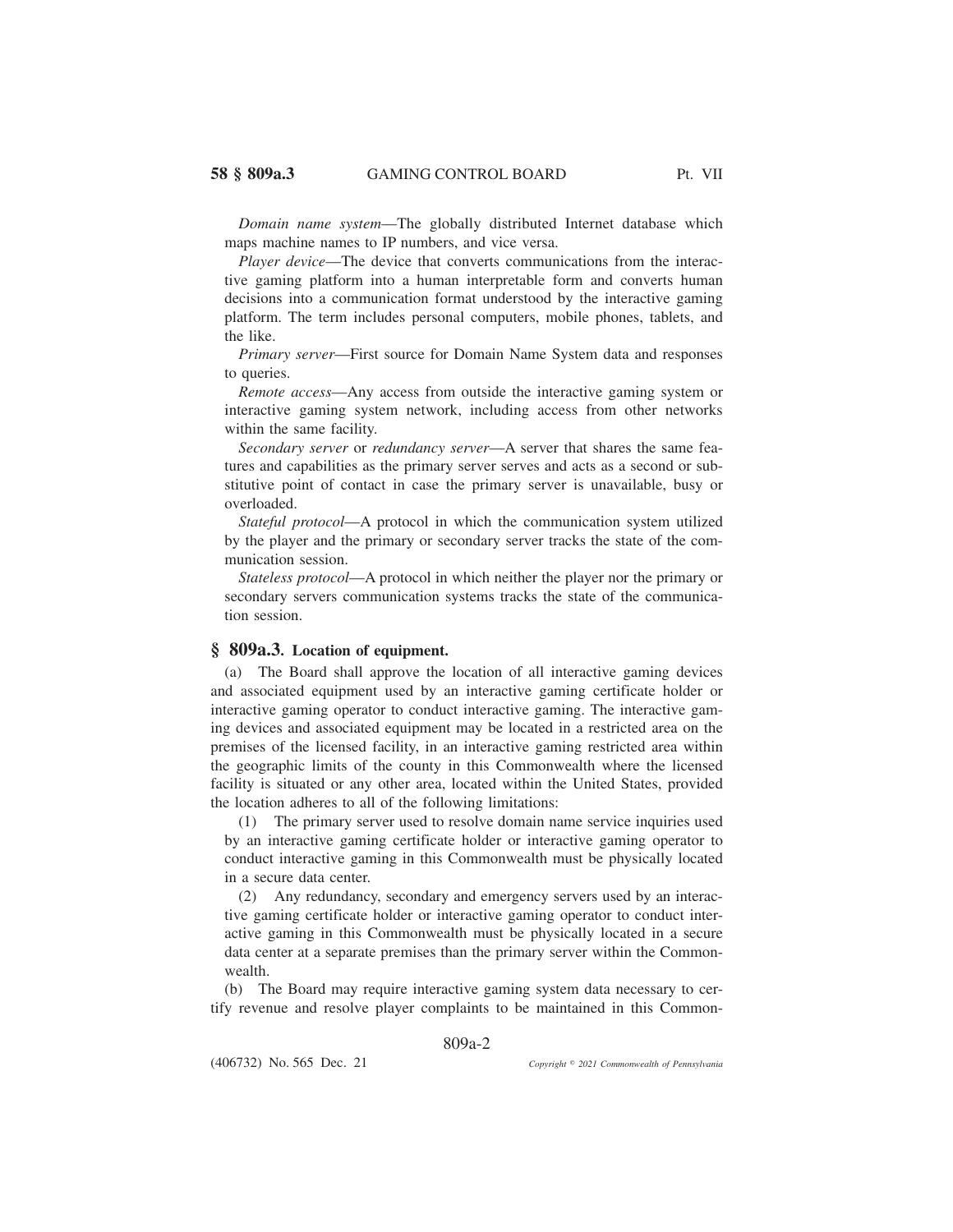*Domain name system*—The globally distributed Internet database which maps machine names to IP numbers, and vice versa.

*Player device*—The device that converts communications from the interactive gaming platform into a human interpretable form and converts human decisions into a communication format understood by the interactive gaming platform. The term includes personal computers, mobile phones, tablets, and the like.

*Primary server*—First source for Domain Name System data and responses to queries.

*Remote access*—Any access from outside the interactive gaming system or interactive gaming system network, including access from other networks within the same facility.

*Secondary server* or *redundancy server*—A server that shares the same features and capabilities as the primary server serves and acts as a second or substitutive point of contact in case the primary server is unavailable, busy or overloaded.

*Stateful protocol*—A protocol in which the communication system utilized by the player and the primary or secondary server tracks the state of the communication session.

*Stateless protocol*—A protocol in which neither the player nor the primary or secondary servers communication systems tracks the state of the communication session.

## § 809a.3. Location of equipment.

(a) The Board shall approve the location of all interactive gaming devices and associated equipment used by an interactive gaming certificate holder or interactive gaming operator to conduct interactive gaming. The interactive gaming devices and associated equipment may be located in a restricted area on the premises of the licensed facility, in an interactive gaming restricted area within the geographic limits of the county in this Commonwealth where the licensed facility is situated or any other area, located within the United States, provided the location adheres to all of the following limitations:

(1) The primary server used to resolve domain name service inquiries used by an interactive gaming certificate holder or interactive gaming operator to conduct interactive gaming in this Commonwealth must be physically located in a secure data center.

(2) Any redundancy, secondary and emergency servers used by an interactive gaming certificate holder or interactive gaming operator to conduct interactive gaming in this Commonwealth must be physically located in a secure data center at a separate premises than the primary server within the Commonwealth.

(b) The Board may require interactive gaming system data necessary to certify revenue and resolve player complaints to be maintained in this Common-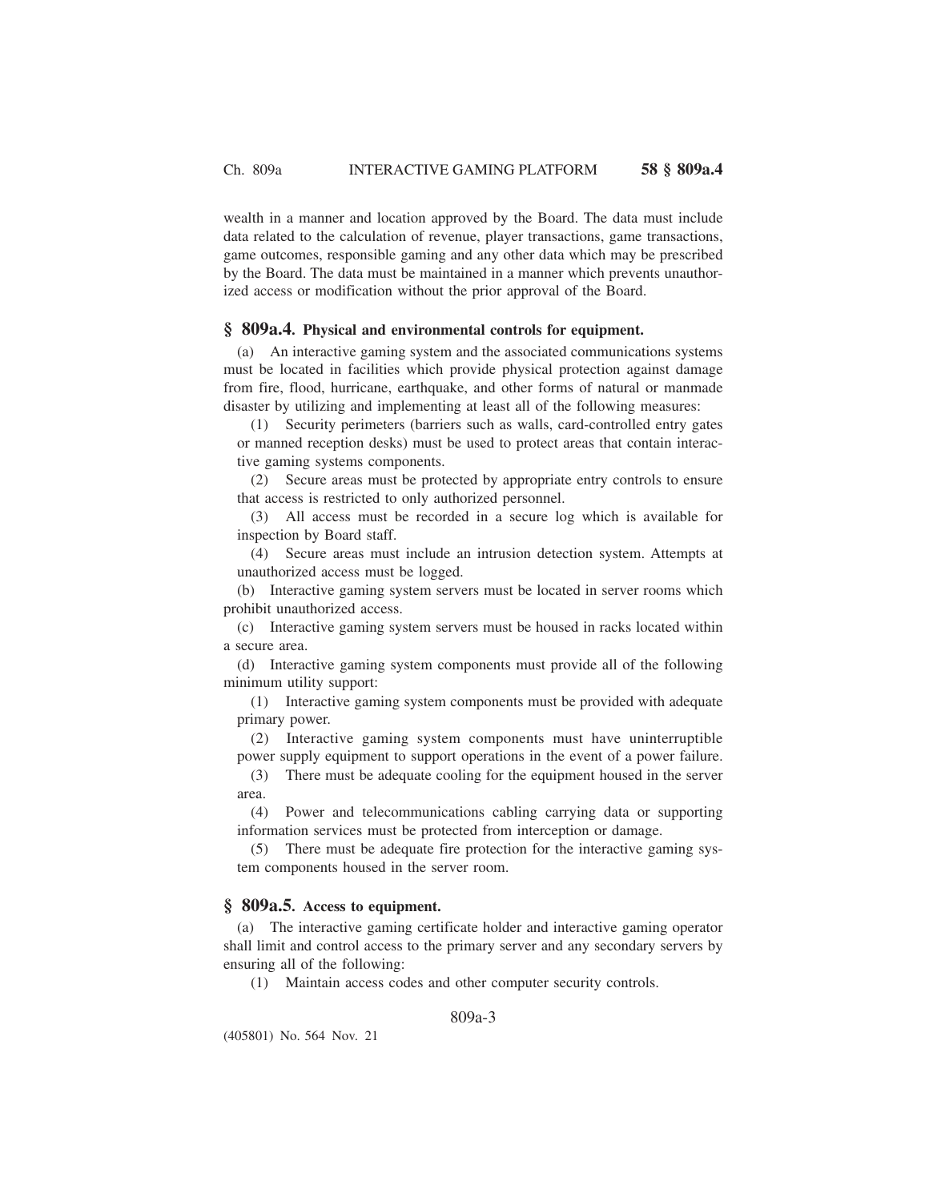wealth in a manner and location approved by the Board. The data must include data related to the calculation of revenue, player transactions, game transactions, game outcomes, responsible gaming and any other data which may be prescribed by the Board. The data must be maintained in a manner which prevents unauthorized access or modification without the prior approval of the Board.

## § 809a.4. Physical and environmental controls for equipment.

(a) An interactive gaming system and the associated communications systems must be located in facilities which provide physical protection against damage from fire, flood, hurricane, earthquake, and other forms of natural or manmade disaster by utilizing and implementing at least all of the following measures:

(1) Security perimeters (barriers such as walls, card-controlled entry gates or manned reception desks) must be used to protect areas that contain interactive gaming systems components.

(2) Secure areas must be protected by appropriate entry controls to ensure that access is restricted to only authorized personnel.

(3) All access must be recorded in a secure log which is available for inspection by Board staff.

(4) Secure areas must include an intrusion detection system. Attempts at unauthorized access must be logged.

(b) Interactive gaming system servers must be located in server rooms which prohibit unauthorized access.

(c) Interactive gaming system servers must be housed in racks located within a secure area.

(d) Interactive gaming system components must provide all of the following minimum utility support:

(1) Interactive gaming system components must be provided with adequate primary power.

(2) Interactive gaming system components must have uninterruptible power supply equipment to support operations in the event of a power failure.

(3) There must be adequate cooling for the equipment housed in the server area.

(4) Power and telecommunications cabling carrying data or supporting information services must be protected from interception or damage.

(5) There must be adequate fire protection for the interactive gaming system components housed in the server room.

## § 809a.5. Access to equipment.

(a) The interactive gaming certificate holder and interactive gaming operator shall limit and control access to the primary server and any secondary servers by ensuring all of the following:

(1) Maintain access codes and other computer security controls.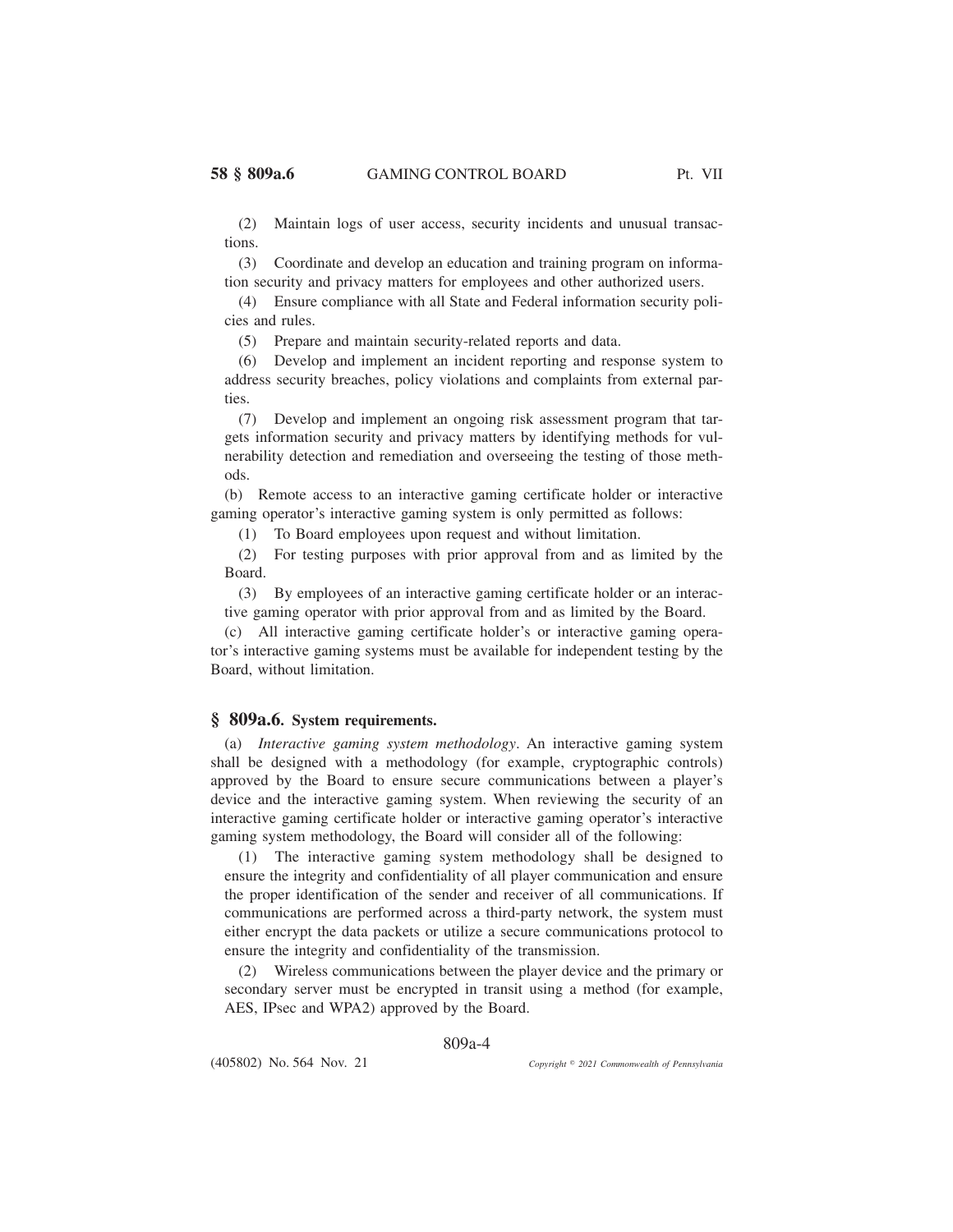(2) Maintain logs of user access, security incidents and unusual transactions.

(3) Coordinate and develop an education and training program on information security and privacy matters for employees and other authorized users.

(4) Ensure compliance with all State and Federal information security policies and rules.

(5) Prepare and maintain security-related reports and data.

(6) Develop and implement an incident reporting and response system to address security breaches, policy violations and complaints from external parties.

(7) Develop and implement an ongoing risk assessment program that targets information security and privacy matters by identifying methods for vulnerability detection and remediation and overseeing the testing of those methods.

(b) Remote access to an interactive gaming certificate holder or interactive gaming operator's interactive gaming system is only permitted as follows:

(1) To Board employees upon request and without limitation.

(2) For testing purposes with prior approval from and as limited by the Board.

(3) By employees of an interactive gaming certificate holder or an interactive gaming operator with prior approval from and as limited by the Board.

(c) All interactive gaming certificate holder's or interactive gaming operator's interactive gaming systems must be available for independent testing by the Board, without limitation.

## § 809a.6. System requirements.

(a) *Interactive gaming system methodology*. An interactive gaming system shall be designed with a methodology (for example, cryptographic controls) approved by the Board to ensure secure communications between a player's device and the interactive gaming system. When reviewing the security of an interactive gaming certificate holder or interactive gaming operator's interactive gaming system methodology, the Board will consider all of the following:

(1) The interactive gaming system methodology shall be designed to ensure the integrity and confidentiality of all player communication and ensure the proper identification of the sender and receiver of all communications. If communications are performed across a third-party network, the system must either encrypt the data packets or utilize a secure communications protocol to ensure the integrity and confidentiality of the transmission.

(2) Wireless communications between the player device and the primary or secondary server must be encrypted in transit using a method (for example, AES, IPsec and WPA2) approved by the Board.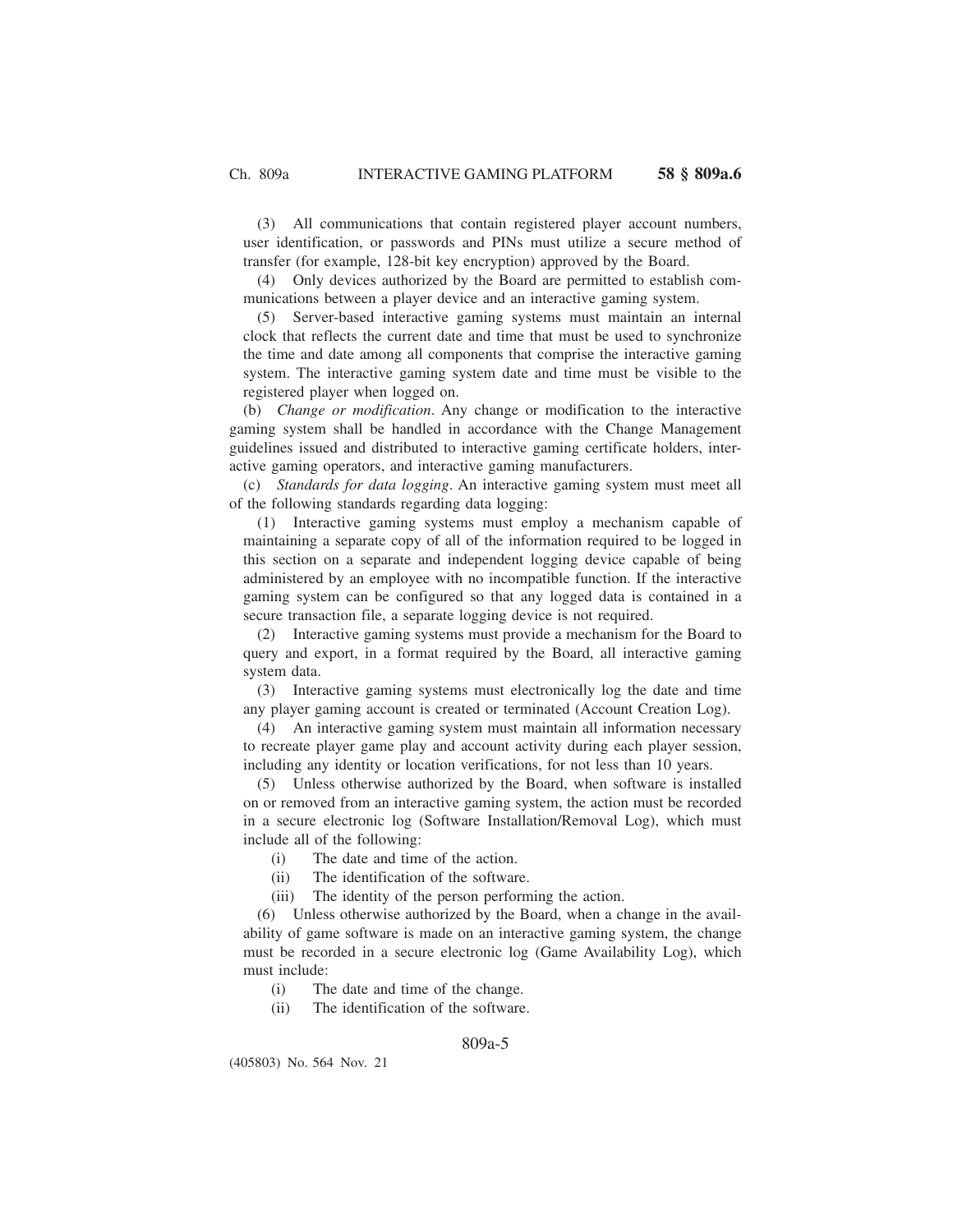(3) All communications that contain registered player account numbers, user identification, or passwords and PINs must utilize a secure method of transfer (for example, 128-bit key encryption) approved by the Board.

(4) Only devices authorized by the Board are permitted to establish communications between a player device and an interactive gaming system.

(5) Server-based interactive gaming systems must maintain an internal clock that reflects the current date and time that must be used to synchronize the time and date among all components that comprise the interactive gaming system. The interactive gaming system date and time must be visible to the registered player when logged on.

(b) *Change or modification*. Any change or modification to the interactive gaming system shall be handled in accordance with the Change Management guidelines issued and distributed to interactive gaming certificate holders, interactive gaming operators, and interactive gaming manufacturers.

(c) *Standards for data logging*. An interactive gaming system must meet all of the following standards regarding data logging:

(1) Interactive gaming systems must employ a mechanism capable of maintaining a separate copy of all of the information required to be logged in this section on a separate and independent logging device capable of being administered by an employee with no incompatible function. If the interactive gaming system can be configured so that any logged data is contained in a secure transaction file, a separate logging device is not required.

(2) Interactive gaming systems must provide a mechanism for the Board to query and export, in a format required by the Board, all interactive gaming system data.

(3) Interactive gaming systems must electronically log the date and time any player gaming account is created or terminated (Account Creation Log).

(4) An interactive gaming system must maintain all information necessary to recreate player game play and account activity during each player session, including any identity or location verifications, for not less than 10 years.

(5) Unless otherwise authorized by the Board, when software is installed on or removed from an interactive gaming system, the action must be recorded in a secure electronic log (Software Installation/Removal Log), which must include all of the following:

(i) The date and time of the action.

(ii) The identification of the software.

(iii) The identity of the person performing the action.

(6) Unless otherwise authorized by the Board, when a change in the availability of game software is made on an interactive gaming system, the change must be recorded in a secure electronic log (Game Availability Log), which must include:

(i) The date and time of the change.

(ii) The identification of the software.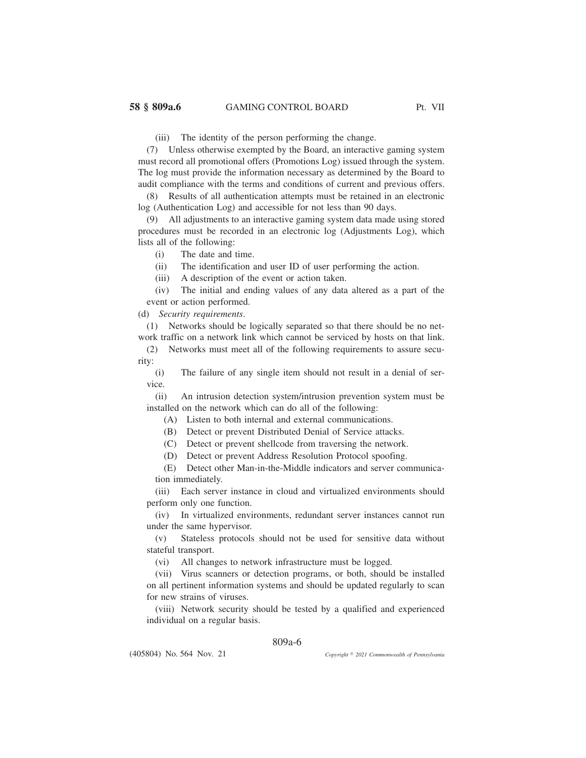(iii) The identity of the person performing the change.

(7) Unless otherwise exempted by the Board, an interactive gaming system must record all promotional offers (Promotions Log) issued through the system. The log must provide the information necessary as determined by the Board to audit compliance with the terms and conditions of current and previous offers.

(8) Results of all authentication attempts must be retained in an electronic log (Authentication Log) and accessible for not less than 90 days.

(9) All adjustments to an interactive gaming system data made using stored procedures must be recorded in an electronic log (Adjustments Log), which lists all of the following:

(i) The date and time.

(ii) The identification and user ID of user performing the action.

(iii) A description of the event or action taken.

(iv) The initial and ending values of any data altered as a part of the event or action performed.

(d) *Security requirements.*

(1) Networks should be logically separated so that there should be no network traffic on a network link which cannot be serviced by hosts on that link.

(2) Networks must meet all of the following requirements to assure security:

(i) The failure of any single item should not result in a denial of service.

(ii) An intrusion detection system/intrusion prevention system must be installed on the network which can do all of the following:

(A) Listen to both internal and external communications.

(B) Detect or prevent Distributed Denial of Service attacks.

(C) Detect or prevent shellcode from traversing the network.

(D) Detect or prevent Address Resolution Protocol spoofing.

(E) Detect other Man-in-the-Middle indicators and server communication immediately.

(iii) Each server instance in cloud and virtualized environments should perform only one function.

(iv) In virtualized environments, redundant server instances cannot run under the same hypervisor.

(v) Stateless protocols should not be used for sensitive data without stateful transport.

(vi) All changes to network infrastructure must be logged.

(vii) Virus scanners or detection programs, or both, should be installed on all pertinent information systems and should be updated regularly to scan for new strains of viruses.

(viii) Network security should be tested by a qualified and experienced individual on a regular basis.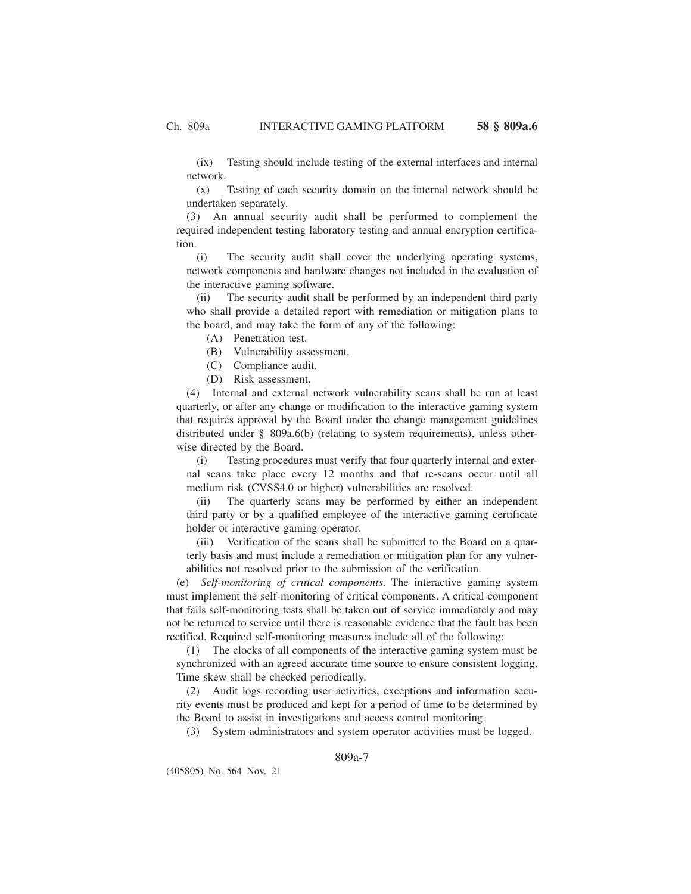(ix) Testing should include testing of the external interfaces and internal network.

(x) Testing of each security domain on the internal network should be undertaken separately.

(3) An annual security audit shall be performed to complement the required independent testing laboratory testing and annual encryption certification.

(i) The security audit shall cover the underlying operating systems, network components and hardware changes not included in the evaluation of the interactive gaming software.

(ii) The security audit shall be performed by an independent third party who shall provide a detailed report with remediation or mitigation plans to the board, and may take the form of any of the following:

(A) Penetration test.

(B) Vulnerability assessment.

(C) Compliance audit.

(D) Risk assessment.

(4) Internal and external network vulnerability scans shall be run at least quarterly, or after any change or modification to the interactive gaming system that requires approval by the Board under the change management guidelines distributed under § 809a.6(b) (relating to system requirements), unless otherwise directed by the Board.

(i) Testing procedures must verify that four quarterly internal and external scans take place every 12 months and that re-scans occur until all medium risk (CVSS4.0 or higher) vulnerabilities are resolved.

(ii) The quarterly scans may be performed by either an independent third party or by a qualified employee of the interactive gaming certificate holder or interactive gaming operator.

(iii) Verification of the scans shall be submitted to the Board on a quarterly basis and must include a remediation or mitigation plan for any vulnerabilities not resolved prior to the submission of the verification.

(e) *Self-monitoring of critical components*. The interactive gaming system must implement the self-monitoring of critical components. A critical component that fails self-monitoring tests shall be taken out of service immediately and may not be returned to service until there is reasonable evidence that the fault has been rectified. Required self-monitoring measures include all of the following:

(1) The clocks of all components of the interactive gaming system must be synchronized with an agreed accurate time source to ensure consistent logging. Time skew shall be checked periodically.

(2) Audit logs recording user activities, exceptions and information security events must be produced and kept for a period of time to be determined by the Board to assist in investigations and access control monitoring.

(3) System administrators and system operator activities must be logged.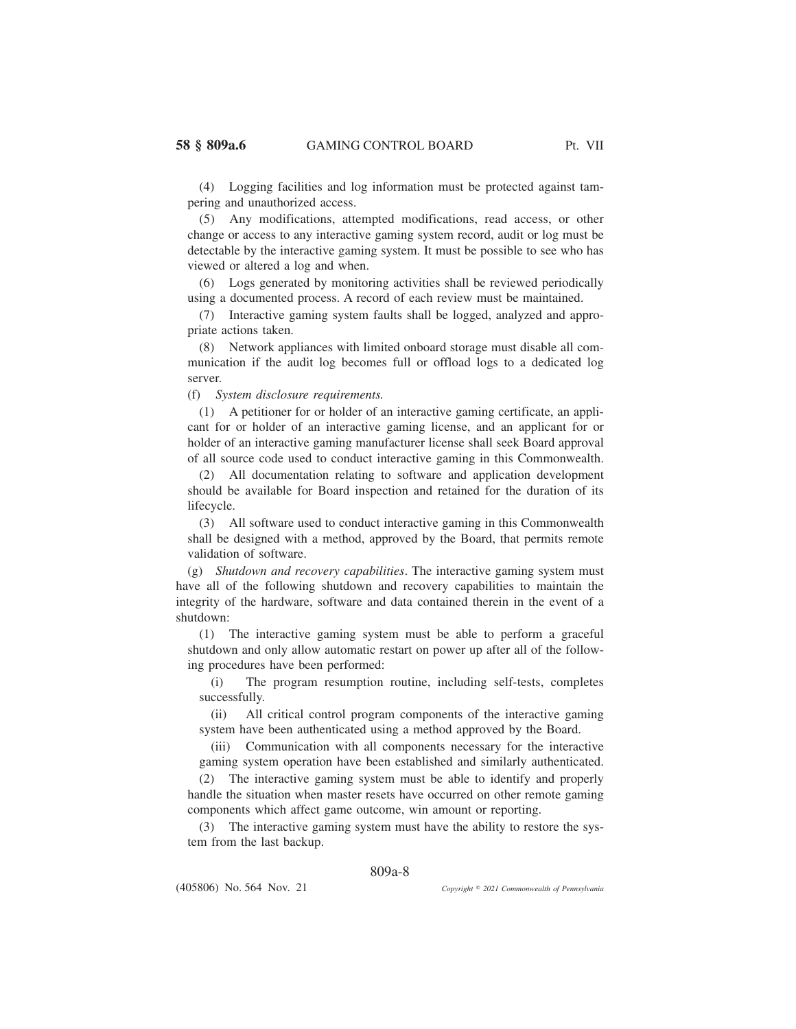(4) Logging facilities and log information must be protected against tampering and unauthorized access.

(5) Any modifications, attempted modifications, read access, or other change or access to any interactive gaming system record, audit or log must be detectable by the interactive gaming system. It must be possible to see who has viewed or altered a log and when.

(6) Logs generated by monitoring activities shall be reviewed periodically using a documented process. A record of each review must be maintained.

(7) Interactive gaming system faults shall be logged, analyzed and appropriate actions taken.

(8) Network appliances with limited onboard storage must disable all communication if the audit log becomes full or offload logs to a dedicated log server.

(f) *System disclosure requirements.*

(1) A petitioner for or holder of an interactive gaming certificate, an applicant for or holder of an interactive gaming license, and an applicant for or holder of an interactive gaming manufacturer license shall seek Board approval of all source code used to conduct interactive gaming in this Commonwealth.

(2) All documentation relating to software and application development should be available for Board inspection and retained for the duration of its lifecycle.

(3) All software used to conduct interactive gaming in this Commonwealth shall be designed with a method, approved by the Board, that permits remote validation of software.

(g) *Shutdown and recovery capabilities*. The interactive gaming system must have all of the following shutdown and recovery capabilities to maintain the integrity of the hardware, software and data contained therein in the event of a shutdown:

(1) The interactive gaming system must be able to perform a graceful shutdown and only allow automatic restart on power up after all of the following procedures have been performed:

(i) The program resumption routine, including self-tests, completes successfully.

(ii) All critical control program components of the interactive gaming system have been authenticated using a method approved by the Board.

(iii) Communication with all components necessary for the interactive gaming system operation have been established and similarly authenticated.

(2) The interactive gaming system must be able to identify and properly handle the situation when master resets have occurred on other remote gaming components which affect game outcome, win amount or reporting.

(3) The interactive gaming system must have the ability to restore the system from the last backup.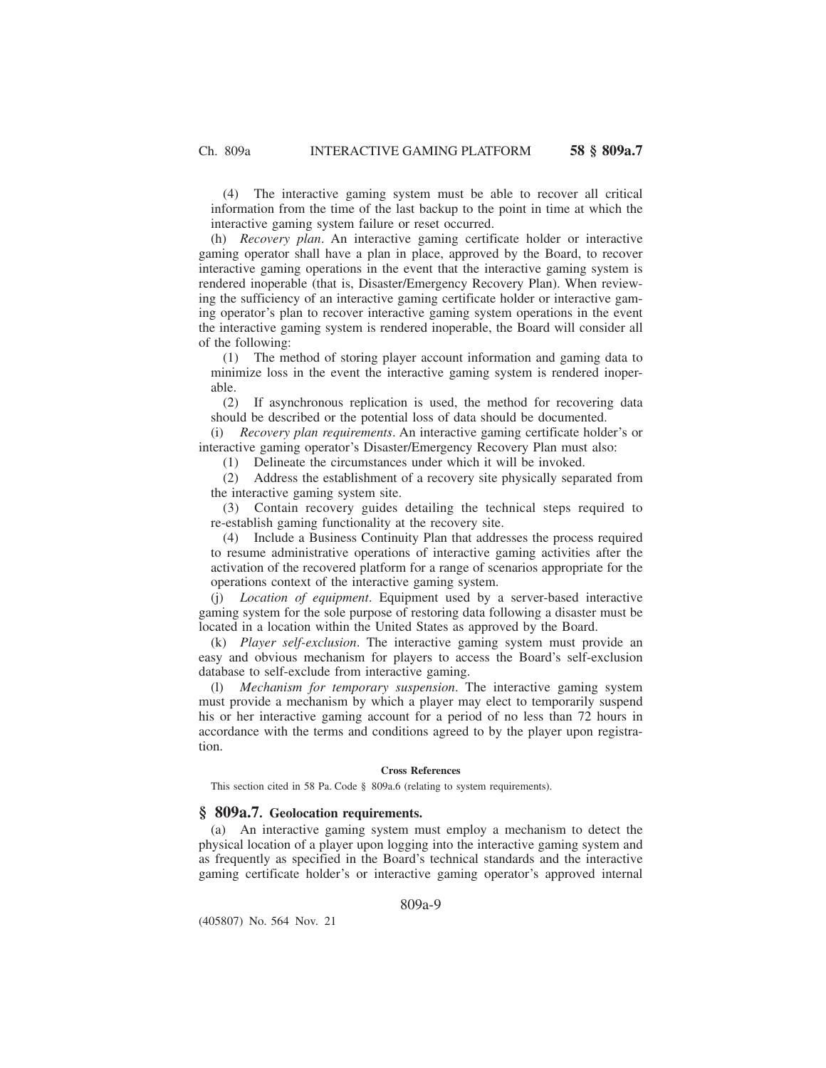(4) The interactive gaming system must be able to recover all critical information from the time of the last backup to the point in time at which the interactive gaming system failure or reset occurred.

(h) *Recovery plan*. An interactive gaming certificate holder or interactive gaming operator shall have a plan in place, approved by the Board, to recover interactive gaming operations in the event that the interactive gaming system is rendered inoperable (that is, Disaster/Emergency Recovery Plan). When reviewing the sufficiency of an interactive gaming certificate holder or interactive gaming operator's plan to recover interactive gaming system operations in the event the interactive gaming system is rendered inoperable, the Board will consider all of the following:

(1) The method of storing player account information and gaming data to minimize loss in the event the interactive gaming system is rendered inoperable.

(2) If asynchronous replication is used, the method for recovering data should be described or the potential loss of data should be documented.

(i) *Recovery plan requirements*. An interactive gaming certificate holder's or interactive gaming operator's Disaster/Emergency Recovery Plan must also:

(1) Delineate the circumstances under which it will be invoked.

(2) Address the establishment of a recovery site physically separated from the interactive gaming system site.

(3) Contain recovery guides detailing the technical steps required to re-establish gaming functionality at the recovery site.

(4) Include a Business Continuity Plan that addresses the process required to resume administrative operations of interactive gaming activities after the activation of the recovered platform for a range of scenarios appropriate for the operations context of the interactive gaming system.

(j) *Location of equipment*. Equipment used by a server-based interactive gaming system for the sole purpose of restoring data following a disaster must be located in a location within the United States as approved by the Board.

(k) *Player self-exclusion*. The interactive gaming system must provide an easy and obvious mechanism for players to access the Board's self-exclusion database to self-exclude from interactive gaming.

(l) *Mechanism for temporary suspension*. The interactive gaming system must provide a mechanism by which a player may elect to temporarily suspend his or her interactive gaming account for a period of no less than 72 hours in accordance with the terms and conditions agreed to by the player upon registration.

**Cross References**

This section cited in 58 Pa. Code § 809a.6 (relating to system requirements).

## § 809a.7. Geolocation requirements.

(a) An interactive gaming system must employ a mechanism to detect the physical location of a player upon logging into the interactive gaming system and as frequently as specified in the Board's technical standards and the interactive gaming certificate holder's or interactive gaming operator's approved internal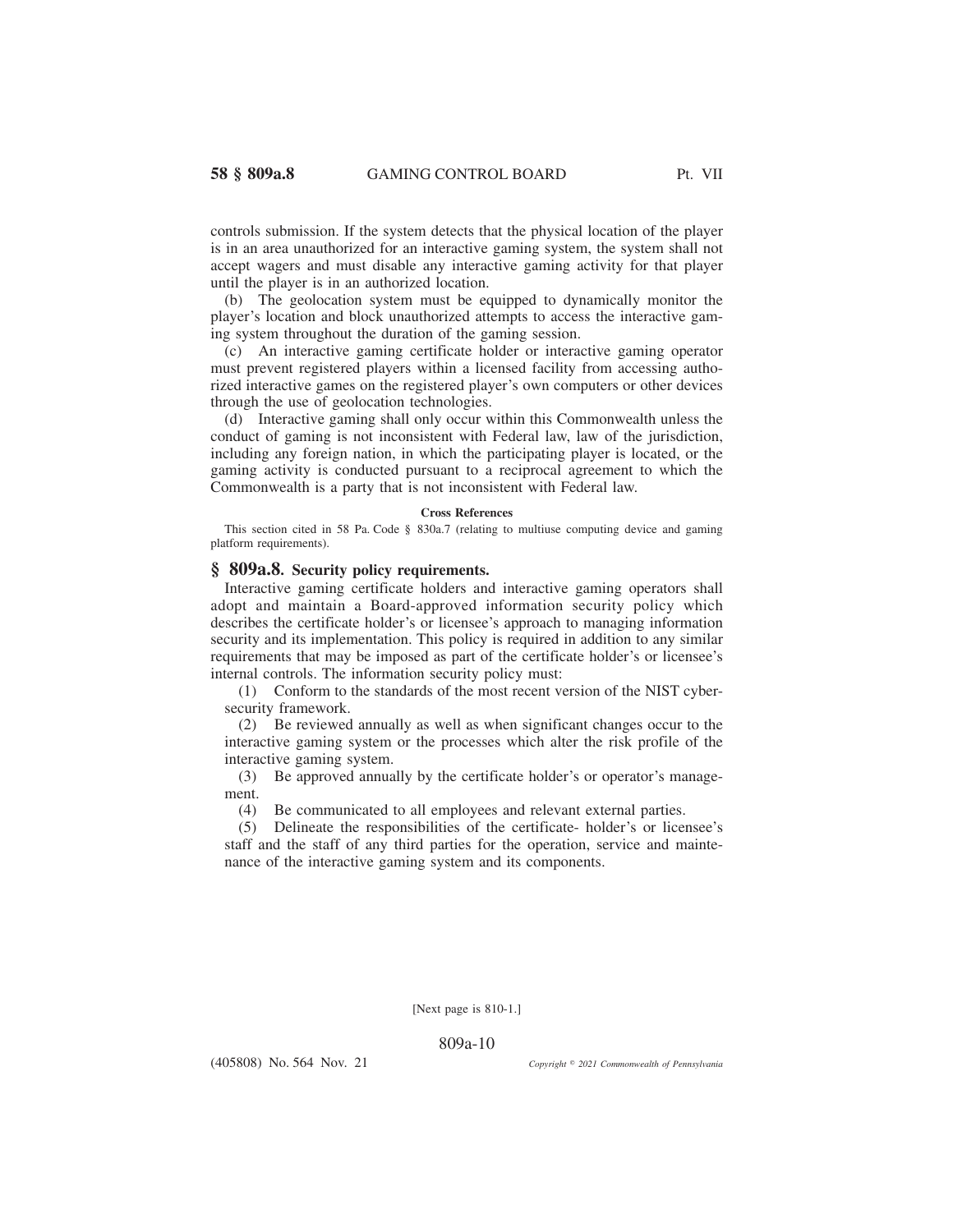controls submission. If the system detects that the physical location of the player is in an area unauthorized for an interactive gaming system, the system shall not accept wagers and must disable any interactive gaming activity for that player until the player is in an authorized location.

(b) The geolocation system must be equipped to dynamically monitor the player's location and block unauthorized attempts to access the interactive gaming system throughout the duration of the gaming session.

(c) An interactive gaming certificate holder or interactive gaming operator must prevent registered players within a licensed facility from accessing authorized interactive games on the registered player's own computers or other devices through the use of geolocation technologies.

(d) Interactive gaming shall only occur within this Commonwealth unless the conduct of gaming is not inconsistent with Federal law, law of the jurisdiction, including any foreign nation, in which the participating player is located, or the gaming activity is conducted pursuant to a reciprocal agreement to which the Commonwealth is a party that is not inconsistent with Federal law.

**Cross References**

This section cited in 58 Pa. Code § 830a.7 (relating to multiuse computing device and gaming platform requirements).

## § 809a.8. Security policy requirements.

Interactive gaming certificate holders and interactive gaming operators shall adopt and maintain a Board-approved information security policy which describes the certificate holder's or licensee's approach to managing information security and its implementation. This policy is required in addition to any similar requirements that may be imposed as part of the certificate holder's or licensee's internal controls. The information security policy must:

(1) Conform to the standards of the most recent version of the NIST cybersecurity framework.

(2) Be reviewed annually as well as when significant changes occur to the interactive gaming system or the processes which alter the risk profile of the interactive gaming system.

(3) Be approved annually by the certificate holder's or operator's management.

(4) Be communicated to all employees and relevant external parties.

(5) Delineate the responsibilities of the certificate- holder's or licensee's staff and the staff of any third parties for the operation, service and maintenance of the interactive gaming system and its components.

[Next page is 810-1.]